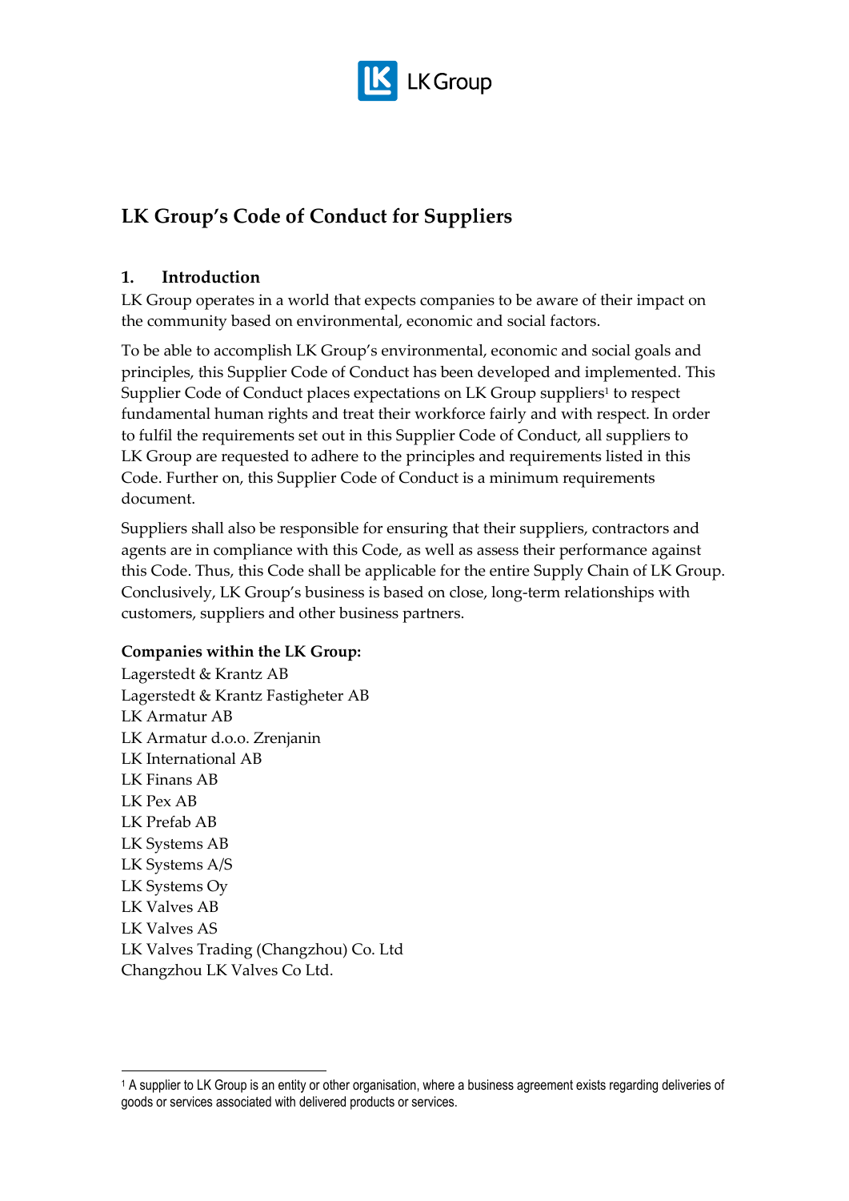# LK Group's Code of Conduct for Suppliers

## 1. Introduction

LK Group operates in a world that expects companies to be aware of their impact on the community based on environmental, economic and social factors.

To be able to accomplish LK Group's environmental, economic and social goals and principles, this Supplier Code of Conduct has been developed and implemented. This Supplier Code of Conduct places expectations on LK Group suppliers[1] to respect fundamental human rights and treat their workforce fairly and with respect. In order to fulfil the requirements set out in this Supplier Code of Conduct, all suppliers to LK Group are requested to adhere to the principles and requirements listed in this Code. Further on, this Supplier Code of Conduct is a minimum requirements document.

Suppliers shall also be responsible for ensuring that their suppliers, contractors and agents are in compliance with this Code, as well as assess their performance against this Code. Thus, this Code shall be applicable for the entire Supply Chain of LK Group. Conclusively, LK Group's business is based on close, long-term relationships with customers, suppliers and other business partners.

**Companies within the LK Group:**

Lagerstedt & Krantz AB
Lagerstedt & Krantz Fastigheter AB
LK Armatur AB
LK Armatur d.o.o. Zrenjanin
LK International AB
LK Finans AB
LK Pex AB
LK Prefab AB
LK Systems AB
LK Systems A/S
LK Systems Oy
LK Valves AB
LK Valves AS
LK Valves Trading (Changzhou) Co. Ltd
Changzhou LK Valves Co Ltd.

---

[1] A supplier to LK Group is an entity or other organisation, where a business agreement exists regarding deliveries of goods or services associated with delivered products or services.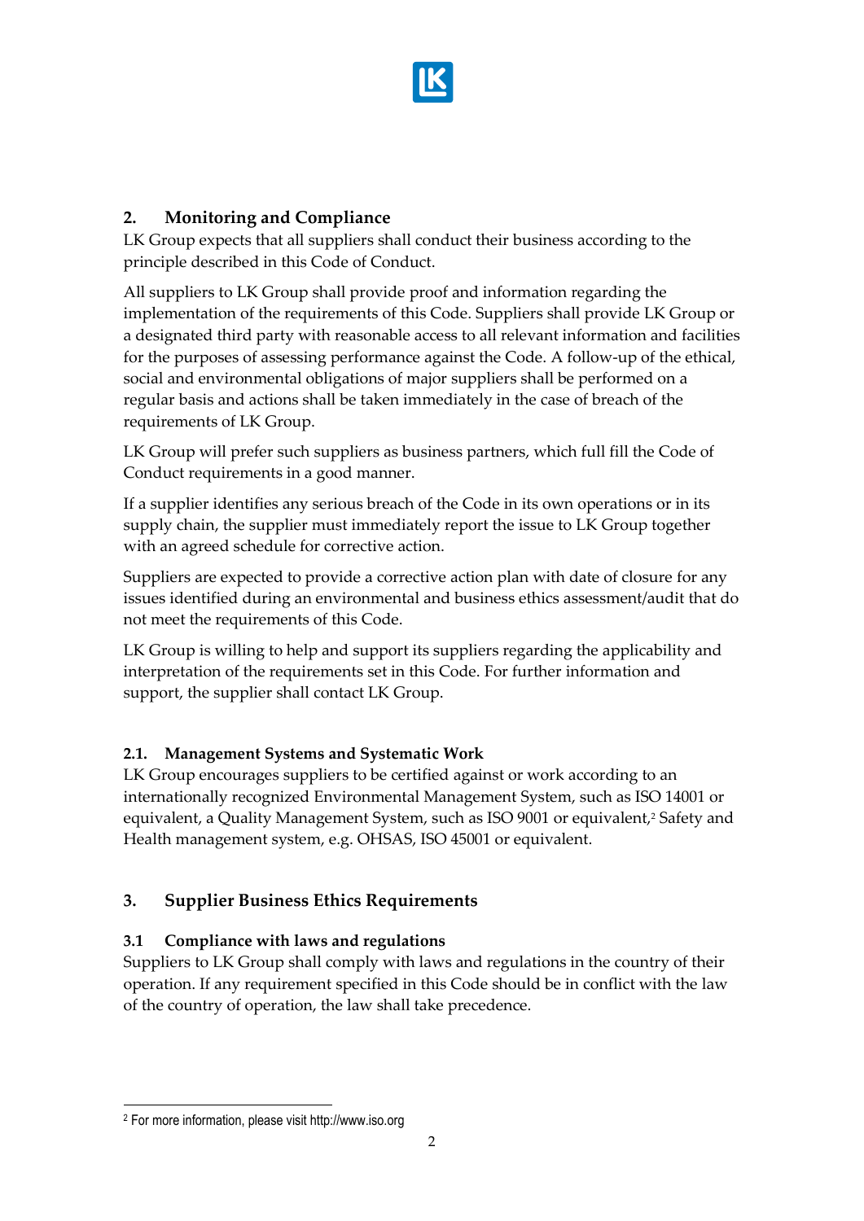## 2. Monitoring and Compliance

LK Group expects that all suppliers shall conduct their business according to the principle described in this Code of Conduct.

All suppliers to LK Group shall provide proof and information regarding the implementation of the requirements of this Code. Suppliers shall provide LK Group or a designated third party with reasonable access to all relevant information and facilities for the purposes of assessing performance against the Code. A follow-up of the ethical, social and environmental obligations of major suppliers shall be performed on a regular basis and actions shall be taken immediately in the case of breach of the requirements of LK Group.

LK Group will prefer such suppliers as business partners, which full fill the Code of Conduct requirements in a good manner.

If a supplier identifies any serious breach of the Code in its own operations or in its supply chain, the supplier must immediately report the issue to LK Group together with an agreed schedule for corrective action.

Suppliers are expected to provide a corrective action plan with date of closure for any issues identified during an environmental and business ethics assessment/audit that do not meet the requirements of this Code.

LK Group is willing to help and support its suppliers regarding the applicability and interpretation of the requirements set in this Code. For further information and support, the supplier shall contact LK Group.

### 2.1. Management Systems and Systematic Work

LK Group encourages suppliers to be certified against or work according to an internationally recognized Environmental Management System, such as ISO 14001 or equivalent, a Quality Management System, such as ISO 9001 or equivalent,[2] Safety and Health management system, e.g. OHSAS, ISO 45001 or equivalent.

## 3. Supplier Business Ethics Requirements

### 3.1 Compliance with laws and regulations

Suppliers to LK Group shall comply with laws and regulations in the country of their operation. If any requirement specified in this Code should be in conflict with the law of the country of operation, the law shall take precedence.

---

[2] For more information, please visit http://www.iso.org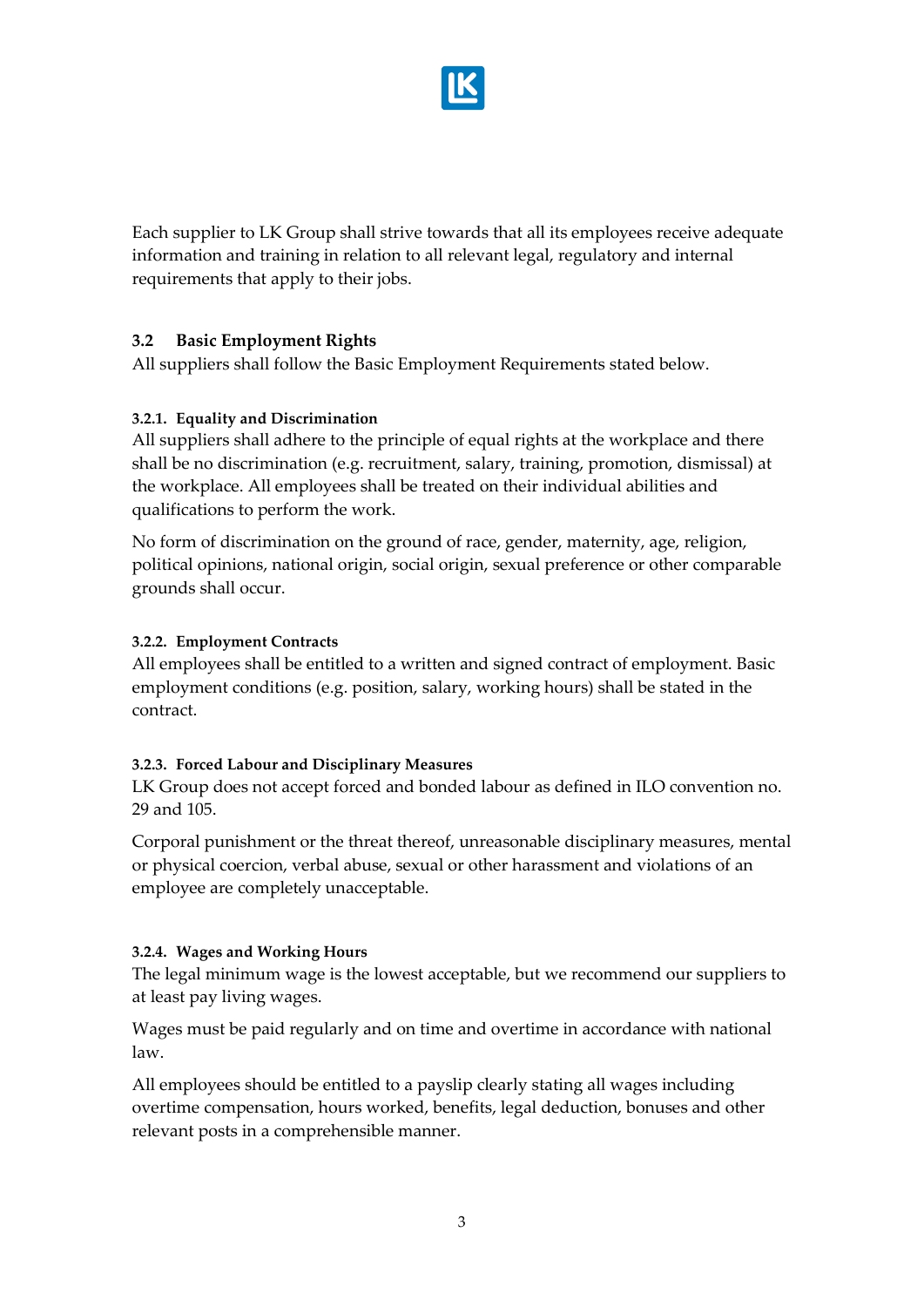Each supplier to LK Group shall strive towards that all its employees receive adequate information and training in relation to all relevant legal, regulatory and internal requirements that apply to their jobs.

## 3.2 Basic Employment Rights

All suppliers shall follow the Basic Employment Requirements stated below.

### 3.2.1. Equality and Discrimination

All suppliers shall adhere to the principle of equal rights at the workplace and there shall be no discrimination (e.g. recruitment, salary, training, promotion, dismissal) at the workplace. All employees shall be treated on their individual abilities and qualifications to perform the work.

No form of discrimination on the ground of race, gender, maternity, age, religion, political opinions, national origin, social origin, sexual preference or other comparable grounds shall occur.

### 3.2.2. Employment Contracts

All employees shall be entitled to a written and signed contract of employment. Basic employment conditions (e.g. position, salary, working hours) shall be stated in the contract.

### 3.2.3. Forced Labour and Disciplinary Measures

LK Group does not accept forced and bonded labour as defined in ILO convention no. 29 and 105.

Corporal punishment or the threat thereof, unreasonable disciplinary measures, mental or physical coercion, verbal abuse, sexual or other harassment and violations of an employee are completely unacceptable.

### 3.2.4. Wages and Working Hours

The legal minimum wage is the lowest acceptable, but we recommend our suppliers to at least pay living wages.

Wages must be paid regularly and on time and overtime in accordance with national law.

All employees should be entitled to a payslip clearly stating all wages including overtime compensation, hours worked, benefits, legal deduction, bonuses and other relevant posts in a comprehensible manner.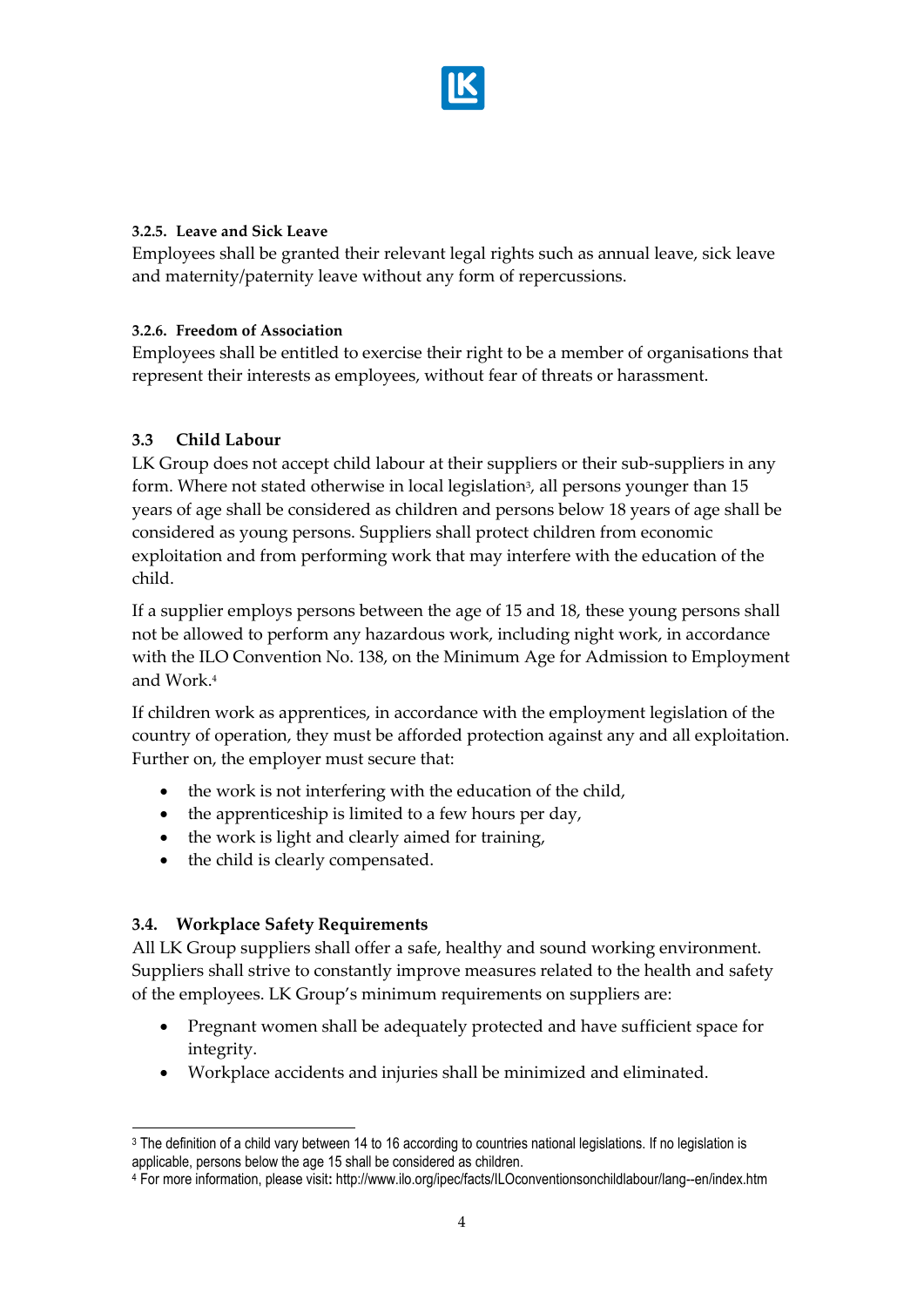#### 3.2.5. Leave and Sick Leave

Employees shall be granted their relevant legal rights such as annual leave, sick leave and maternity/paternity leave without any form of repercussions.

#### 3.2.6. Freedom of Association

Employees shall be entitled to exercise their right to be a member of organisations that represent their interests as employees, without fear of threats or harassment.

### 3.3 Child Labour

LK Group does not accept child labour at their suppliers or their sub-suppliers in any form. Where not stated otherwise in local legislation[3], all persons younger than 15 years of age shall be considered as children and persons below 18 years of age shall be considered as young persons. Suppliers shall protect children from economic exploitation and from performing work that may interfere with the education of the child.

If a supplier employs persons between the age of 15 and 18, these young persons shall not be allowed to perform any hazardous work, including night work, in accordance with the ILO Convention No. 138, on the Minimum Age for Admission to Employment and Work.[4]

If children work as apprentices, in accordance with the employment legislation of the country of operation, they must be afforded protection against any and all exploitation. Further on, the employer must secure that:

- the work is not interfering with the education of the child,
- the apprenticeship is limited to a few hours per day,
- the work is light and clearly aimed for training,
- the child is clearly compensated.

### 3.4. Workplace Safety Requirements

All LK Group suppliers shall offer a safe, healthy and sound working environment. Suppliers shall strive to constantly improve measures related to the health and safety of the employees. LK Group's minimum requirements on suppliers are:

- Pregnant women shall be adequately protected and have sufficient space for integrity.
- Workplace accidents and injuries shall be minimized and eliminated.

---

[3] The definition of a child vary between 14 to 16 according to countries national legislations. If no legislation is applicable, persons below the age 15 shall be considered as children.

[4] For more information, please visit: http://www.ilo.org/ipec/facts/ILOconventionsonchildlabour/lang--en/index.htm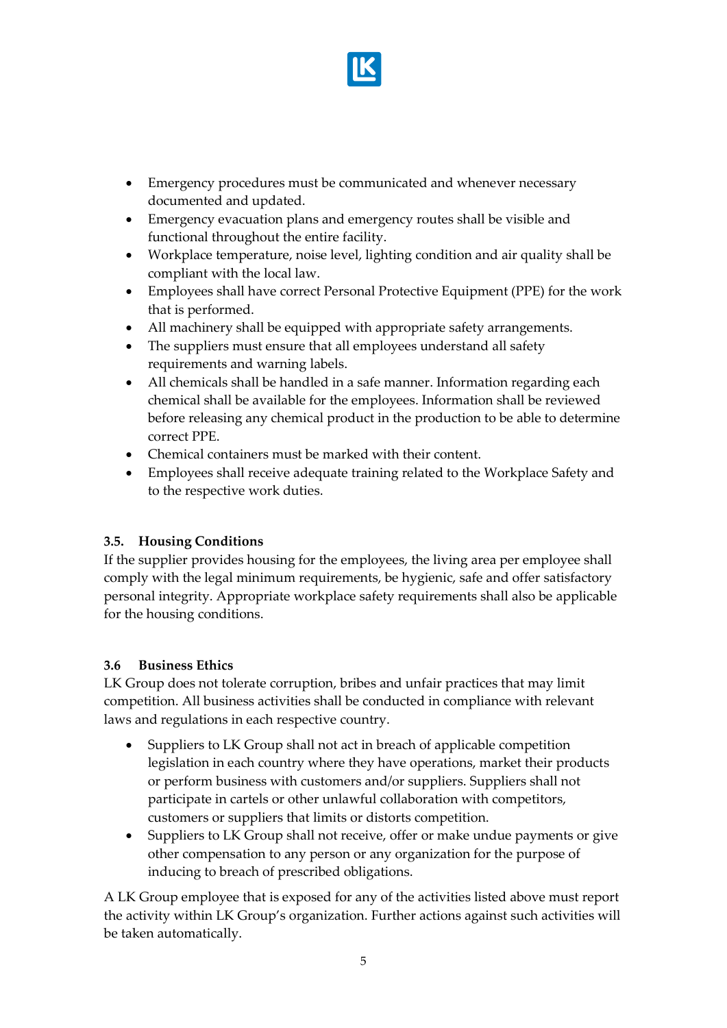- Emergency procedures must be communicated and whenever necessary documented and updated.
- Emergency evacuation plans and emergency routes shall be visible and functional throughout the entire facility.
- Workplace temperature, noise level, lighting condition and air quality shall be compliant with the local law.
- Employees shall have correct Personal Protective Equipment (PPE) for the work that is performed.
- All machinery shall be equipped with appropriate safety arrangements.
- The suppliers must ensure that all employees understand all safety requirements and warning labels.
- All chemicals shall be handled in a safe manner. Information regarding each chemical shall be available for the employees. Information shall be reviewed before releasing any chemical product in the production to be able to determine correct PPE.
- Chemical containers must be marked with their content.
- Employees shall receive adequate training related to the Workplace Safety and to the respective work duties.

### 3.5. Housing Conditions

If the supplier provides housing for the employees, the living area per employee shall comply with the legal minimum requirements, be hygienic, safe and offer satisfactory personal integrity. Appropriate workplace safety requirements shall also be applicable for the housing conditions.

### 3.6 Business Ethics

LK Group does not tolerate corruption, bribes and unfair practices that may limit competition. All business activities shall be conducted in compliance with relevant laws and regulations in each respective country.

- Suppliers to LK Group shall not act in breach of applicable competition legislation in each country where they have operations, market their products or perform business with customers and/or suppliers. Suppliers shall not participate in cartels or other unlawful collaboration with competitors, customers or suppliers that limits or distorts competition.
- Suppliers to LK Group shall not receive, offer or make undue payments or give other compensation to any person or any organization for the purpose of inducing to breach of prescribed obligations.

A LK Group employee that is exposed for any of the activities listed above must report the activity within LK Group's organization. Further actions against such activities will be taken automatically.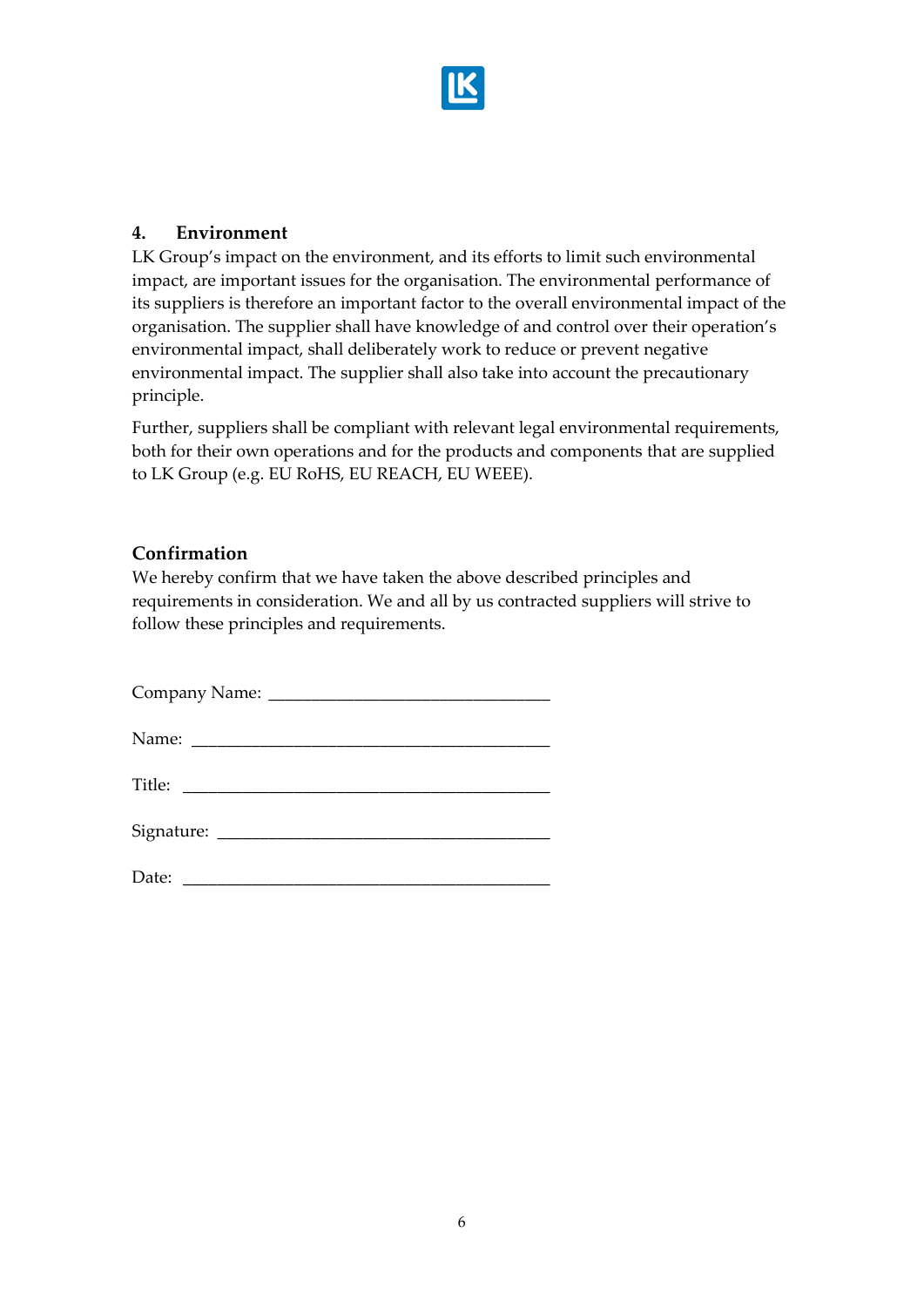## 4. Environment

LK Group's impact on the environment, and its efforts to limit such environmental impact, are important issues for the organisation. The environmental performance of its suppliers is therefore an important factor to the overall environmental impact of the organisation. The supplier shall have knowledge of and control over their operation's environmental impact, shall deliberately work to reduce or prevent negative environmental impact. The supplier shall also take into account the precautionary principle.

Further, suppliers shall be compliant with relevant legal environmental requirements, both for their own operations and for the products and components that are supplied to LK Group (e.g. EU RoHS, EU REACH, EU WEEE).

## Confirmation

We hereby confirm that we have taken the above described principles and requirements in consideration. We and all by us contracted suppliers will strive to follow these principles and requirements.

Company Name: ________________________________

Name: __________________________________________

Title: ___________________________________________

Signature: ______________________________________

Date: ___________________________________________